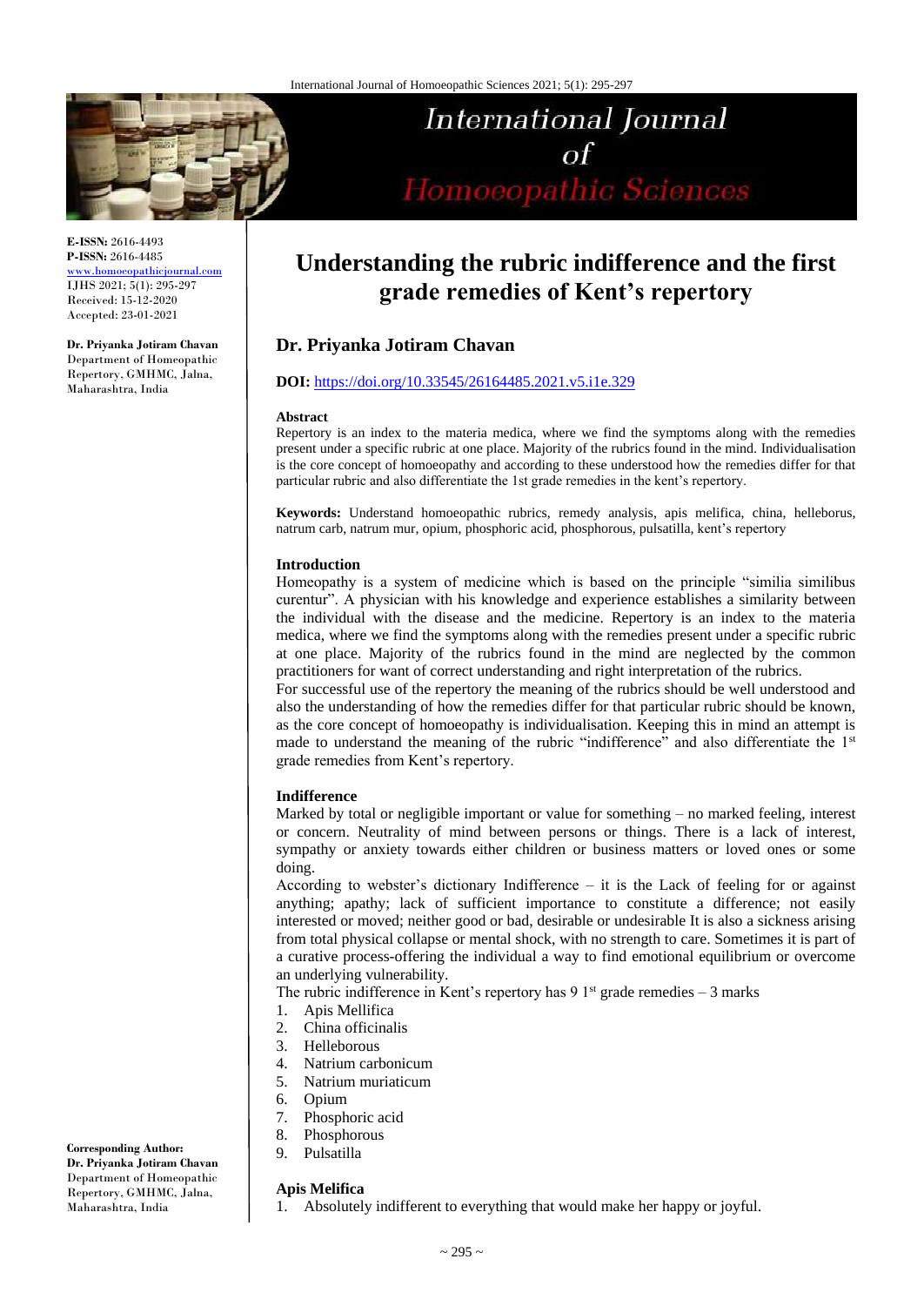# Understanding the rubric indifference and the first grade remedies of Kent's repertory

**E-ISSN:** 2616-4493
**P-ISSN:** 2616-4485
www.homoeopathicjournal.com
IJHS 2021; 5(1): 295-297
Received: 15-12-2020
Accepted: 23-01-2021

**Dr. Priyanka Jotiram Chavan**
Department of Homeopathic Repertory, GMHMC, Jalna, Maharashtra, India

**Corresponding Author:**
**Dr. Priyanka Jotiram Chavan**
Department of Homeopathic Repertory, GMHMC, Jalna, Maharashtra, India

## Dr. Priyanka Jotiram Chavan

**DOI:** https://doi.org/10.33545/26164485.2021.v5.i1e.329

#### Abstract

Repertory is an index to the materia medica, where we find the symptoms along with the remedies present under a specific rubric at one place. Majority of the rubrics found in the mind. Individualisation is the core concept of homoeopathy and according to these understood how the remedies differ for that particular rubric and also differentiate the 1st grade remedies in the kent's repertory.

**Keywords:** Understand homoeopathic rubrics, remedy analysis, apis melifica, china, helleborus, natrum carb, natrum mur, opium, phosphoric acid, phosphorous, pulsatilla, kent's repertory

### Introduction

Homeopathy is a system of medicine which is based on the principle "similia similibus curentur". A physician with his knowledge and experience establishes a similarity between the individual with the disease and the medicine. Repertory is an index to the materia medica, where we find the symptoms along with the remedies present under a specific rubric at one place. Majority of the rubrics found in the mind are neglected by the common practitioners for want of correct understanding and right interpretation of the rubrics.

For successful use of the repertory the meaning of the rubrics should be well understood and also the understanding of how the remedies differ for that particular rubric should be known, as the core concept of homoeopathy is individualisation. Keeping this in mind an attempt is made to understand the meaning of the rubric "indifference" and also differentiate the 1st grade remedies from Kent's repertory.

### Indifference

Marked by total or negligible important or value for something – no marked feeling, interest or concern. Neutrality of mind between persons or things. There is a lack of interest, sympathy or anxiety towards either children or business matters or loved ones or some doing.

According to webster's dictionary Indifference – it is the Lack of feeling for or against anything; apathy; lack of sufficient importance to constitute a difference; not easily interested or moved; neither good or bad, desirable or undesirable It is also a sickness arising from total physical collapse or mental shock, with no strength to care. Sometimes it is part of a curative process-offering the individual a way to find emotional equilibrium or overcome an underlying vulnerability.

The rubric indifference in Kent's repertory has 9 1st grade remedies – 3 marks

1. Apis Mellifica
2. China officinalis
3. Helleborous
4. Natrium carbonicum
5. Natrium muriaticum
6. Opium
7. Phosphoric acid
8. Phosphorous
9. Pulsatilla

### Apis Melifica

1. Absolutely indifferent to everything that would make her happy or joyful.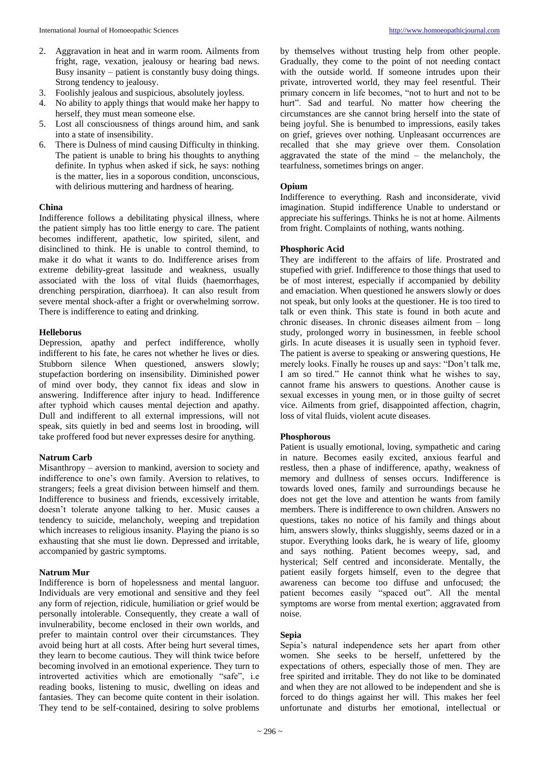2. Aggravation in heat and in warm room. Ailments from fright, rage, vexation, jealousy or hearing bad news. Busy insanity – patient is constantly busy doing things. Strong tendency to jealousy.
3. Foolishly jealous and suspicious, absolutely joyless.
4. No ability to apply things that would make her happy to herself, they must mean someone else.
5. Lost all consciousness of things around him, and sank into a state of insensibility.
6. There is Dulness of mind causing Difficulty in thinking. The patient is unable to bring his thoughts to anything definite. In typhus when asked if sick, he says: nothing is the matter, lies in a soporous condition, unconscious, with delirious muttering and hardness of hearing.

**China**

Indifference follows a debilitating physical illness, where the patient simply has too little energy to care. The patient becomes indifferent, apathetic, low spirited, silent, and disinclined to think. He is unable to control themind, to make it do what it wants to do. Indifference arises from extreme debility-great lassitude and weakness, usually associated with the loss of vital fluids (haemorrhages, drenching perspiration, diarrhoea). It can also result from severe mental shock-after a fright or overwhelming sorrow. There is indifference to eating and drinking.

**Helleborus**

Depression, apathy and perfect indifference, wholly indifferent to his fate, he cares not whether he lives or dies. Stubborn silence When questioned, answers slowly; stupefaction bordering on insensibility. Diminished power of mind over body, they cannot fix ideas and slow in answering. Indifference after injury to head. Indifference after typhoid which causes mental dejection and apathy. Dull and indifferent to all external impressions, will not speak, sits quietly in bed and seems lost in brooding, will take proffered food but never expresses desire for anything.

**Natrum Carb**

Misanthropy – aversion to mankind, aversion to society and indifference to one's own family. Aversion to relatives, to strangers; feels a great division between himself and them. Indifference to business and friends, excessively irritable, doesn't tolerate anyone talking to her. Music causes a tendency to suicide, melancholy, weeping and trepidation which increases to religious insanity. Playing the piano is so exhausting that she must lie down. Depressed and irritable, accompanied by gastric symptoms.

**Natrum Mur**

Indifference is born of hopelessness and mental languor. Individuals are very emotional and sensitive and they feel any form of rejection, ridicule, humiliation or grief would be personally intolerable. Consequently, they create a wall of invulnerability, become enclosed in their own worlds, and prefer to maintain control over their circumstances. They avoid being hurt at all costs. After being hurt several times, they learn to become cautious. They will think twice before becoming involved in an emotional experience. They turn to introverted activities which are emotionally "safe", i.e reading books, listening to music, dwelling on ideas and fantasies. They can become quite content in their isolation. They tend to be self-contained, desiring to solve problems by themselves without trusting help from other people. Gradually, they come to the point of not needing contact with the outside world. If someone intrudes upon their private, introverted world, they may feel resentful. Their primary concern in life becomes, "not to hurt and not to be hurt". Sad and tearful. No matter how cheering the circumstances are she cannot bring herself into the state of being joyful. She is benumbed to impressions, easily takes on grief, grieves over nothing. Unpleasant occurrences are recalled that she may grieve over them. Consolation aggravated the state of the mind – the melancholy, the tearfulness, sometimes brings on anger.

**Opium**

Indifference to everything. Rash and inconsiderate, vivid imagination. Stupid indifference Unable to understand or appreciate his sufferings. Thinks he is not at home. Ailments from fright. Complaints of nothing, wants nothing.

**Phosphoric Acid**

They are indifferent to the affairs of life. Prostrated and stupefied with grief. Indifference to those things that used to be of most interest, especially if accompanied by debility and emaciation. When questioned he answers slowly or does not speak, but only looks at the questioner. He is too tired to talk or even think. This state is found in both acute and chronic diseases. In chronic diseases ailment from – long study, prolonged worry in businessmen, in feeble school girls. In acute diseases it is usually seen in typhoid fever. The patient is averse to speaking or answering questions, He merely looks. Finally he rouses up and says: "Don't talk me, I am so tired." He cannot think what he wishes to say, cannot frame his answers to questions. Another cause is sexual excesses in young men, or in those guilty of secret vice. Ailments from grief, disappointed affection, chagrin, loss of vital fluids, violent acute diseases.

**Phosphorous**

Patient is usually emotional, loving, sympathetic and caring in nature. Becomes easily excited, anxious fearful and restless, then a phase of indifference, apathy, weakness of memory and dullness of senses occurs. Indifference is towards loved ones, family and surroundings because he does not get the love and attention he wants from family members. There is indifference to own children. Answers no questions, takes no notice of his family and things about him, answers slowly, thinks sluggishly, seems dazed or in a stupor. Everything looks dark, he is weary of life, gloomy and says nothing. Patient becomes weepy, sad, and hysterical; Self centred and inconsiderate. Mentally, the patient easily forgets himself, even to the degree that awareness can become too diffuse and unfocused; the patient becomes easily "spaced out". All the mental symptoms are worse from mental exertion; aggravated from noise.

**Sepia**

Sepia's natural independence sets her apart from other women. She seeks to be herself, unfettered by the expectations of others, especially those of men. They are free spirited and irritable. They do not like to be dominated and when they are not allowed to be independent and she is forced to do things against her will. This makes her feel unfortunate and disturbs her emotional, intellectual or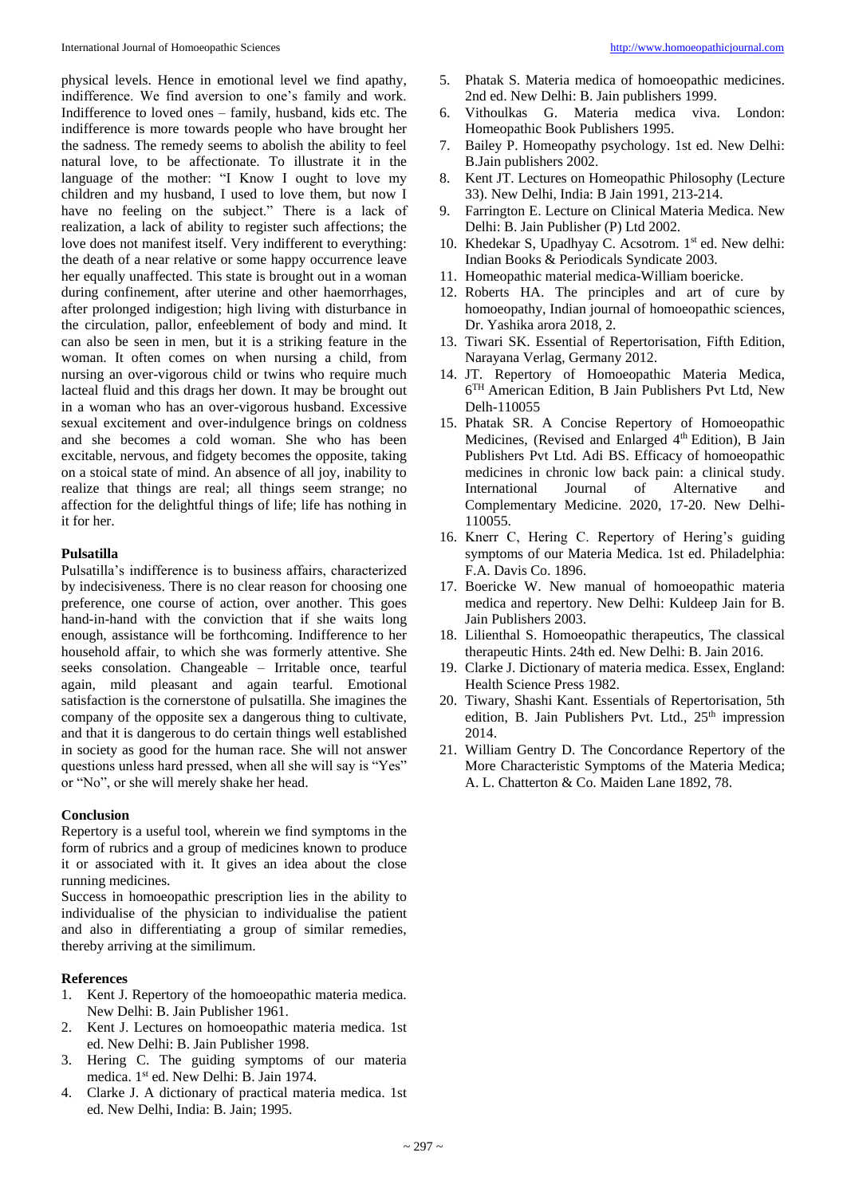physical levels. Hence in emotional level we find apathy, indifference. We find aversion to one's family and work. Indifference to loved ones – family, husband, kids etc. The indifference is more towards people who have brought her the sadness. The remedy seems to abolish the ability to feel natural love, to be affectionate. To illustrate it in the language of the mother: "I Know I ought to love my children and my husband, I used to love them, but now I have no feeling on the subject." There is a lack of realization, a lack of ability to register such affections; the love does not manifest itself. Very indifferent to everything: the death of a near relative or some happy occurrence leave her equally unaffected. This state is brought out in a woman during confinement, after uterine and other haemorrhages, after prolonged indigestion; high living with disturbance in the circulation, pallor, enfeeblement of body and mind. It can also be seen in men, but it is a striking feature in the woman. It often comes on when nursing a child, from nursing an over-vigorous child or twins who require much lacteal fluid and this drags her down. It may be brought out in a woman who has an over-vigorous husband. Excessive sexual excitement and over-indulgence brings on coldness and she becomes a cold woman. She who has been excitable, nervous, and fidgety becomes the opposite, taking on a stoical state of mind. An absence of all joy, inability to realize that things are real; all things seem strange; no affection for the delightful things of life; life has nothing in it for her.

**Pulsatilla**

Pulsatilla's indifference is to business affairs, characterized by indecisiveness. There is no clear reason for choosing one preference, one course of action, over another. This goes hand-in-hand with the conviction that if she waits long enough, assistance will be forthcoming. Indifference to her household affair, to which she was formerly attentive. She seeks consolation. Changeable – Irritable once, tearful again, mild pleasant and again tearful. Emotional satisfaction is the cornerstone of pulsatilla. She imagines the company of the opposite sex a dangerous thing to cultivate, and that it is dangerous to do certain things well established in society as good for the human race. She will not answer questions unless hard pressed, when all she will say is "Yes" or "No", or she will merely shake her head.

**Conclusion**

Repertory is a useful tool, wherein we find symptoms in the form of rubrics and a group of medicines known to produce it or associated with it. It gives an idea about the close running medicines.

Success in homoeopathic prescription lies in the ability to individualise of the physician to individualise the patient and also in differentiating a group of similar remedies, thereby arriving at the similimum.

**References**

1. Kent J. Repertory of the homoeopathic materia medica. New Delhi: B. Jain Publisher 1961.
2. Kent J. Lectures on homoeopathic materia medica. 1st ed. New Delhi: B. Jain Publisher 1998.
3. Hering C. The guiding symptoms of our materia medica. 1st ed. New Delhi: B. Jain 1974.
4. Clarke J. A dictionary of practical materia medica. 1st ed. New Delhi, India: B. Jain; 1995.
5. Phatak S. Materia medica of homoeopathic medicines. 2nd ed. New Delhi: B. Jain publishers 1999.
6. Vithoulkas G. Materia medica viva. London: Homeopathic Book Publishers 1995.
7. Bailey P. Homeopathy psychology. 1st ed. New Delhi: B.Jain publishers 2002.
8. Kent JT. Lectures on Homeopathic Philosophy (Lecture 33). New Delhi, India: B Jain 1991, 213-214.
9. Farrington E. Lecture on Clinical Materia Medica. New Delhi: B. Jain Publisher (P) Ltd 2002.
10. Khedekar S, Upadhyay C. Acsotrom. 1st ed. New delhi: Indian Books & Periodicals Syndicate 2003.
11. Homeopathic material medica-William boericke.
12. Roberts HA. The principles and art of cure by homoeopathy, Indian journal of homoeopathic sciences, Dr. Yashika arora 2018, 2.
13. Tiwari SK. Essential of Repertorisation, Fifth Edition, Narayana Verlag, Germany 2012.
14. JT. Repertory of Homoeopathic Materia Medica, 6TH American Edition, B Jain Publishers Pvt Ltd, New Delh-110055
15. Phatak SR. A Concise Repertory of Homoeopathic Medicines, (Revised and Enlarged 4th Edition), B Jain Publishers Pvt Ltd. Adi BS. Efficacy of homoeopathic medicines in chronic low back pain: a clinical study. International Journal of Alternative and Complementary Medicine. 2020, 17-20. New Delhi-110055.
16. Knerr C, Hering C. Repertory of Hering's guiding symptoms of our Materia Medica. 1st ed. Philadelphia: F.A. Davis Co. 1896.
17. Boericke W. New manual of homoeopathic materia medica and repertory. New Delhi: Kuldeep Jain for B. Jain Publishers 2003.
18. Lilienthal S. Homoeopathic therapeutics, The classical therapeutic Hints. 24th ed. New Delhi: B. Jain 2016.
19. Clarke J. Dictionary of materia medica. Essex, England: Health Science Press 1982.
20. Tiwary, Shashi Kant. Essentials of Repertorisation, 5th edition, B. Jain Publishers Pvt. Ltd., 25th impression 2014.
21. William Gentry D. The Concordance Repertory of the More Characteristic Symptoms of the Materia Medica; A. L. Chatterton & Co. Maiden Lane 1892, 78.